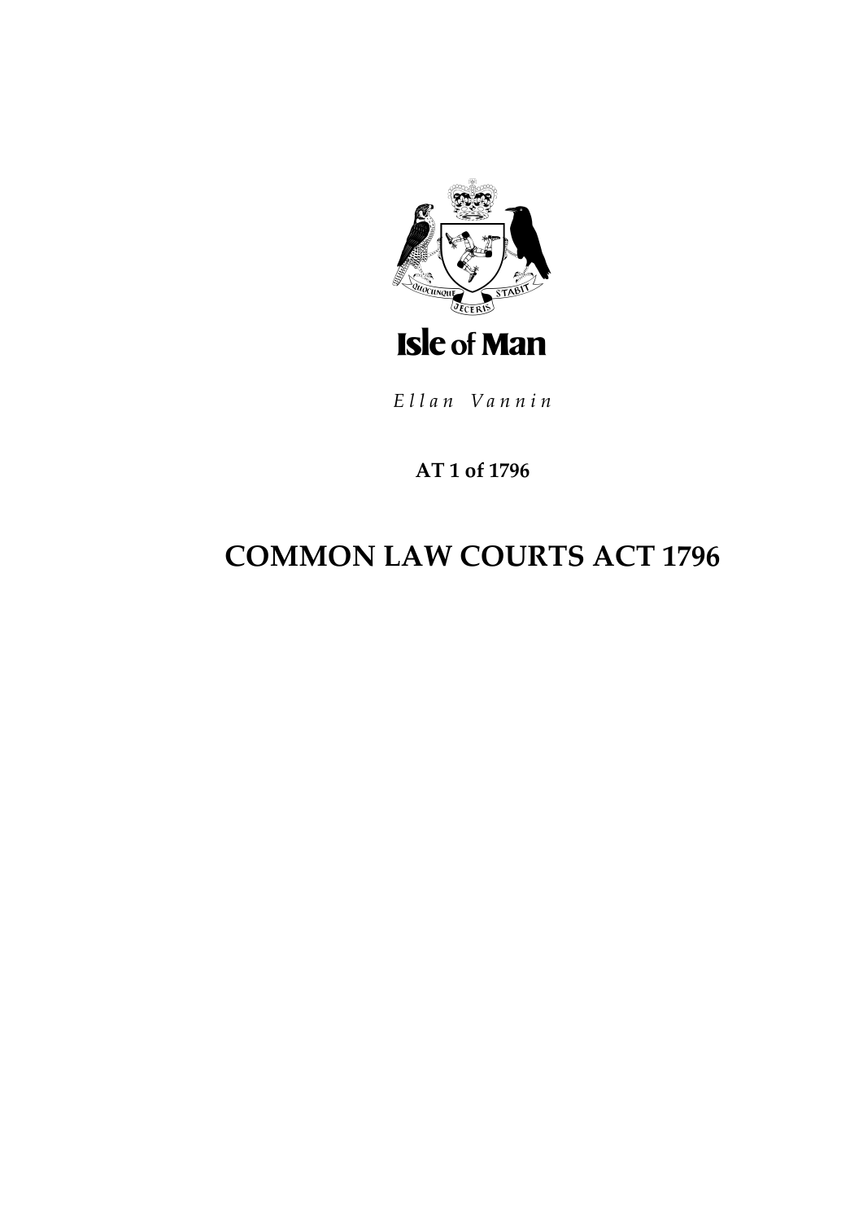Isle of Man

*Ellan Vannin*

**AT 1 of 1796**

# COMMON LAW COURTS ACT 1796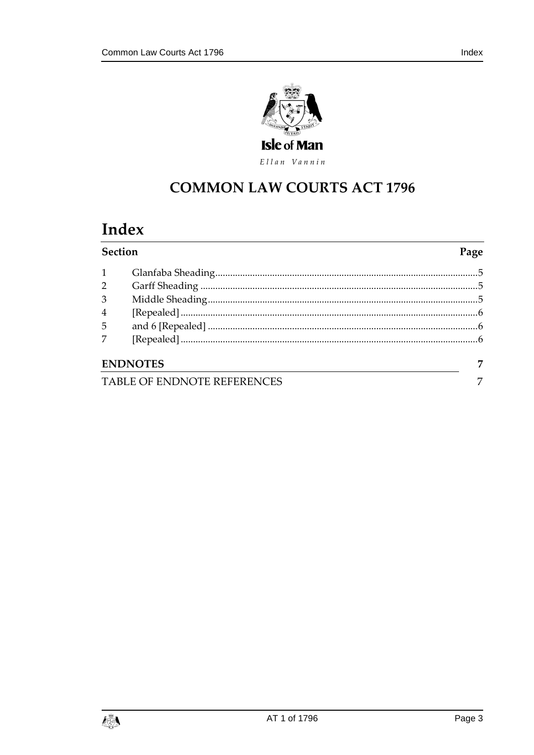Isle of Man

*Ellan Vannin*

# COMMON LAW COURTS ACT 1796

# Index

| Section | | Page |
|---|---|---|
| 1 | Glanfaba Sheading | 5 |
| 2 | Garff Sheading | 5 |
| 3 | Middle Sheading | 5 |
| 4 | [Repealed] | 6 |
| 5 | and 6 [Repealed] | 6 |
| 7 | [Repealed] | 6 |

**ENDNOTES** 7

TABLE OF ENDNOTE REFERENCES 7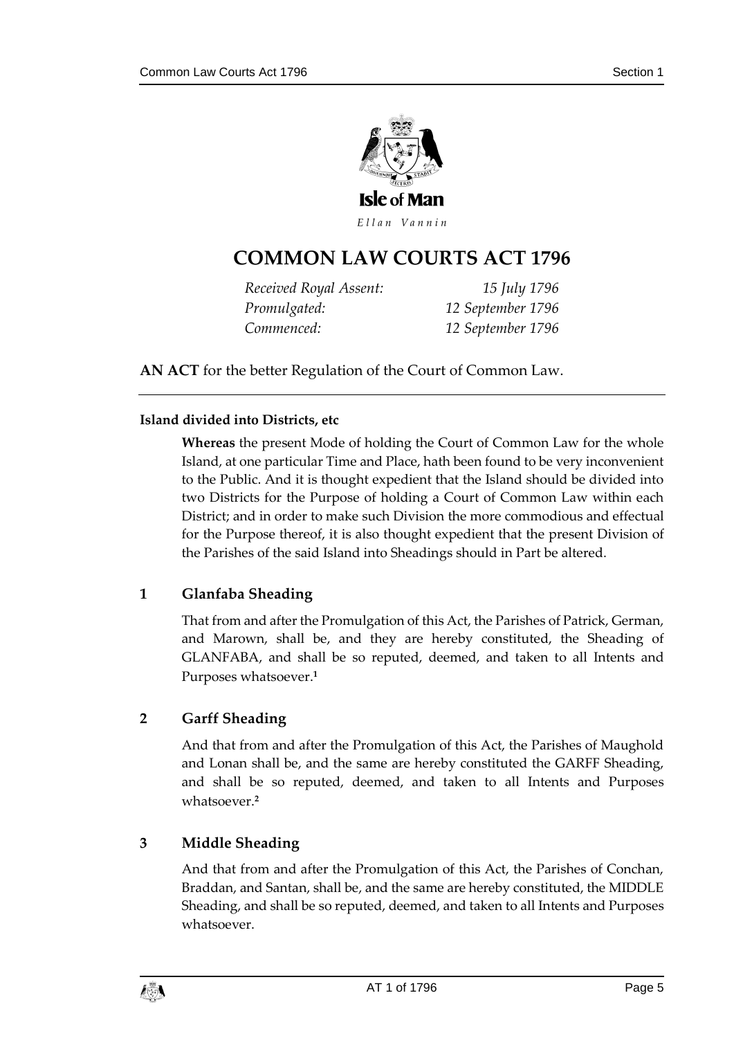# COMMON LAW COURTS ACT 1796

*Received Royal Assent:* *15 July 1796*
*Promulgated:* *12 September 1796*
*Commenced:* *12 September 1796*

**AN ACT** for the better Regulation of the Court of Common Law.

---

**Island divided into Districts, etc**

**Whereas** the present Mode of holding the Court of Common Law for the whole Island, at one particular Time and Place, hath been found to be very inconvenient to the Public. And it is thought expedient that the Island should be divided into two Districts for the Purpose of holding a Court of Common Law within each District; and in order to make such Division the more commodious and effectual for the Purpose thereof, it is also thought expedient that the present Division of the Parishes of the said Island into Sheadings should in Part be altered.

## 1 Glanfaba Sheading

That from and after the Promulgation of this Act, the Parishes of Patrick, German, and Marown, shall be, and they are hereby constituted, the Sheading of GLANFABA, and shall be so reputed, deemed, and taken to all Intents and Purposes whatsoever.[1]

## 2 Garff Sheading

And that from and after the Promulgation of this Act, the Parishes of Maughold and Lonan shall be, and the same are hereby constituted the GARFF Sheading, and shall be so reputed, deemed, and taken to all Intents and Purposes whatsoever.[2]

## 3 Middle Sheading

And that from and after the Promulgation of this Act, the Parishes of Conchan, Braddan, and Santan, shall be, and the same are hereby constituted, the MIDDLE Sheading, and shall be so reputed, deemed, and taken to all Intents and Purposes whatsoever.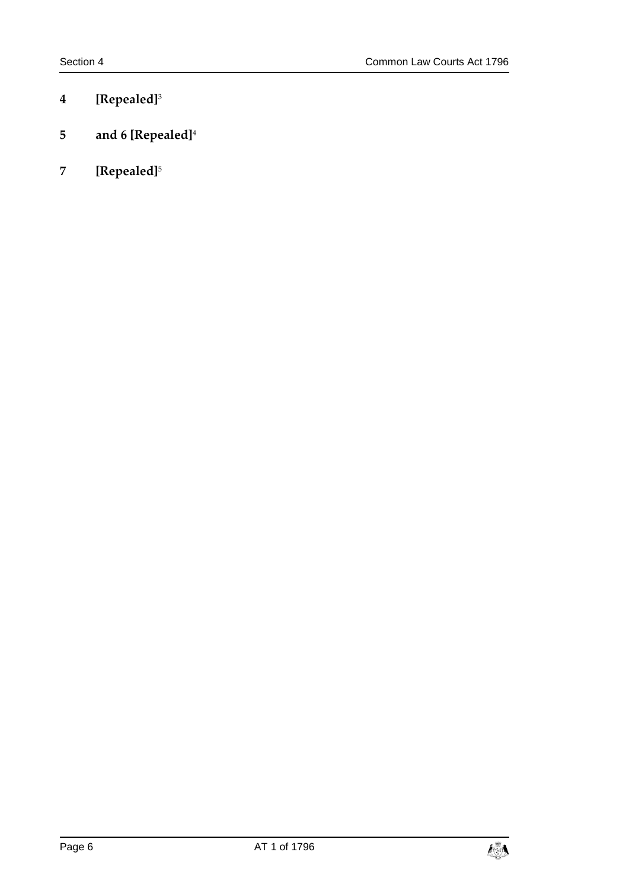## 4 [Repealed][3]

## 5 and 6 [Repealed][4]

## 7 [Repealed][5]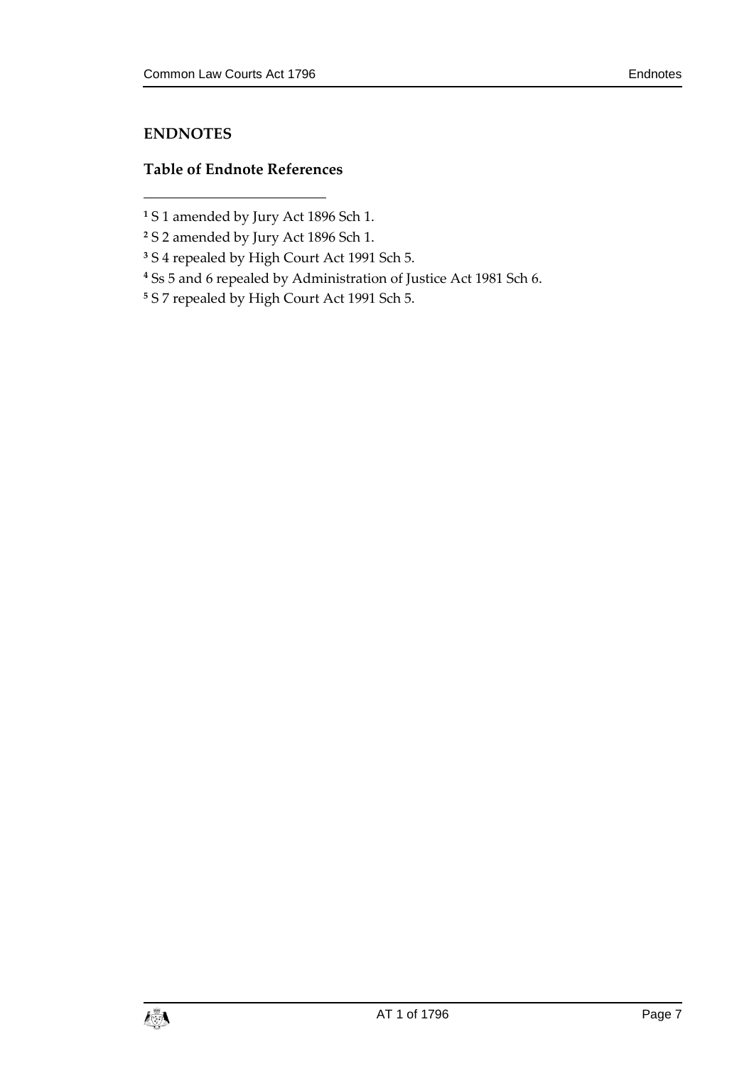## ENDNOTES

### Table of Endnote References

[1] S 1 amended by Jury Act 1896 Sch 1.

[2] S 2 amended by Jury Act 1896 Sch 1.

[3] S 4 repealed by High Court Act 1991 Sch 5.

[4] Ss 5 and 6 repealed by Administration of Justice Act 1981 Sch 6.

[5] S 7 repealed by High Court Act 1991 Sch 5.